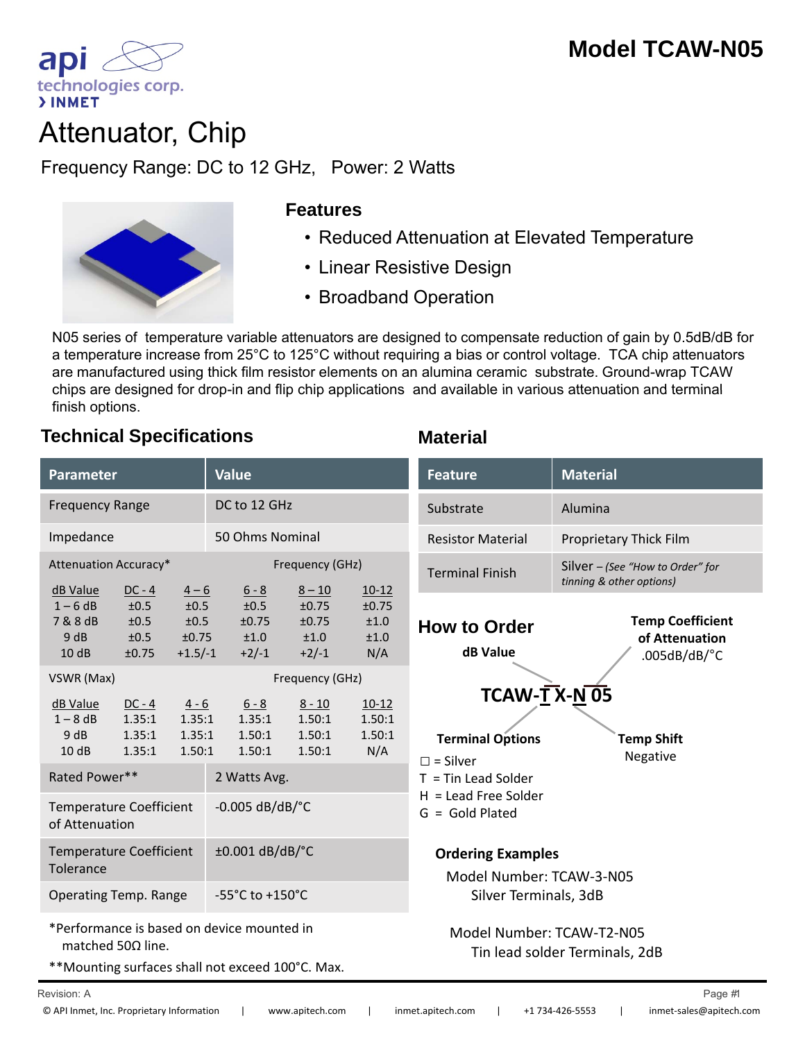# Model TCAW-N05

api technologies corp.
> INMET

# Attenuator, Chip

Frequency Range: DC to 12 GHz, Power: 2 Watts

## Features

- Reduced Attenuation at Elevated Temperature
- Linear Resistive Design
- Broadband Operation

N05 series of temperature variable attenuators are designed to compensate reduction of gain by 0.5dB/dB for a temperature increase from 25°C to 125°C without requiring a bias or control voltage. TCA chip attenuators are manufactured using thick film resistor elements on an alumina ceramic substrate. Ground-wrap TCAW chips are designed for drop-in and flip chip applications and available in various attenuation and terminal finish options.

## Technical Specifications

| Parameter | Value |
|---|---|
| Frequency Range | DC to 12 GHz |
| Impedance | 50 Ohms Nominal |

**Attenuation Accuracy*** — Frequency (GHz)

| dB Value | DC - 4 | 4 – 6 | 6 - 8 | 8 – 10 | 10-12 |
|---|---|---|---|---|---|
| 1 – 6 dB | ±0.5 | ±0.5 | ±0.5 | ±0.75 | ±0.75 |
| 7 & 8 dB | ±0.5 | ±0.5 | ±0.75 | ±0.75 | ±1.0 |
| 9 dB | ±0.5 | ±0.75 | ±1.0 | ±1.0 | ±1.0 |
| 10 dB | ±0.75 | +1.5/-1 | +2/-1 | +2/-1 | N/A |

**VSWR (Max)** — Frequency (GHz)

| dB Value | DC - 4 | 4 - 6 | 6 - 8 | 8 - 10 | 10-12 |
|---|---|---|---|---|---|
| 1 – 8 dB | 1.35:1 | 1.35:1 | 1.35:1 | 1.50:1 | 1.50:1 |
| 9 dB | 1.35:1 | 1.35:1 | 1.50:1 | 1.50:1 | 1.50:1 |
| 10 dB | 1.35:1 | 1.50:1 | 1.50:1 | 1.50:1 | N/A |

| Parameter | Value |
|---|---|
| Rated Power** | 2 Watts Avg. |
| Temperature Coefficient of Attenuation | -0.005 dB/dB/°C |
| Temperature Coefficient Tolerance | ±0.001 dB/dB/°C |
| Operating Temp. Range | -55°C to +150°C |

*Performance is based on device mounted in matched 50Ω line.

**Mounting surfaces shall not exceed 100°C. Max.

## Material

| Feature | Material |
|---|---|
| Substrate | Alumina |
| Resistor Material | Proprietary Thick Film |
| Terminal Finish | Silver – *(See "How to Order" for tinning & other options)* |

## How to Order

**TCAW-T X-N 05**

- **dB Value**: X
- **Terminal Options**: T
  - ☐ = Silver
  - T = Tin Lead Solder
  - H = Lead Free Solder
  - G = Gold Plated
- **Temp Shift**: N — Negative
- **Temp Coefficient of Attenuation**: 05 — .005dB/dB/°C

### Ordering Examples

Model Number: TCAW-3-N05
Silver Terminals, 3dB

Model Number: TCAW-T2-N05
Tin lead solder Terminals, 2dB

Revision: A

© API Inmet, Inc. Proprietary Information | www.apitech.com | inmet.apitech.com | +1 734-426-5553 | inmet-sales@apitech.com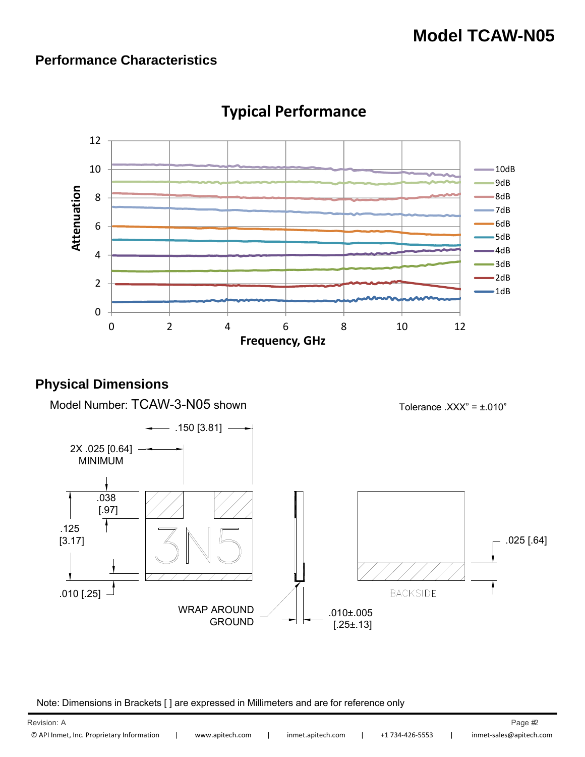# Model TCAW-N05

## Performance Characteristics

Typical Performance

12
10
8
6
4
2
0

Attenuation

0 2 4 6 8 10 12

Frequency, GHz

10dB
9dB
8dB
7dB
6dB
5dB
4dB
3dB
2dB
1dB

## Physical Dimensions

Model Number: TCAW-3-N05 shown

Tolerance .XXX" = ±.010"

.150 [3.81]

2X .025 [0.64] MINIMUM

.038 [.97]

.125 [3.17]

.010 [.25]

3N5

WRAP AROUND GROUND

.010±.005 [.25±.13]

BACKSIDE

.025 [.64]

Note: Dimensions in Brackets [ ] are expressed in Millimeters and are for reference only

Revision: A

© API Inmet, Inc. Proprietary Information | www.apitech.com | inmet.apitech.com | +1 734-426-5553 | inmet-sales@apitech.com